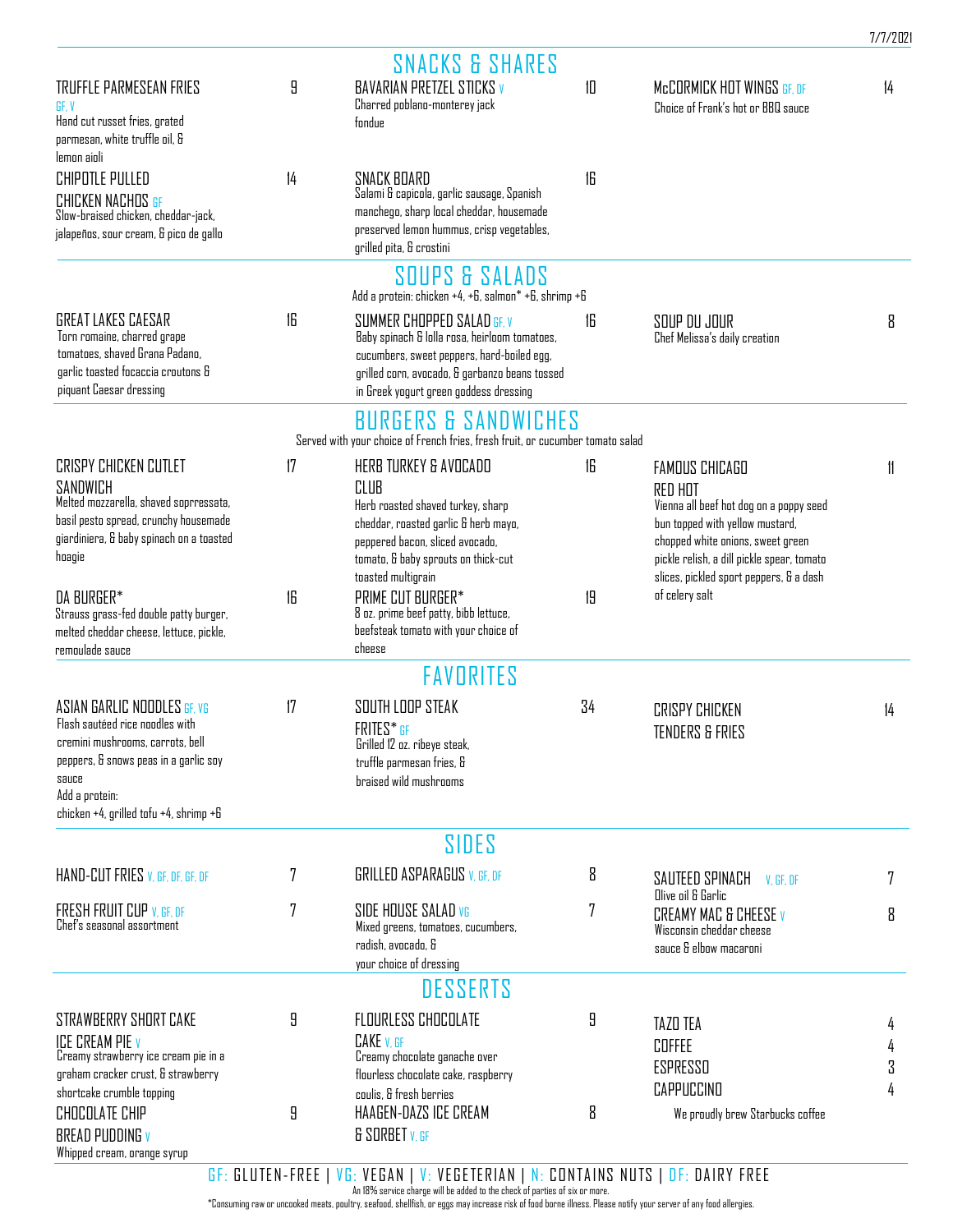7/7/2021

# SNACKS & SHARES

**TRUFFLE PARMESEAN FRIES** GF, V — 9
Hand cut russet fries, grated parmesan, white truffle oil, & lemon aioli

**CHIPOTLE PULLED CHICKEN NACHOS** GF — 14
Slow-braised chicken, cheddar-jack, jalapeños, sour cream, & pico de gallo

**BAVARIAN PRETZEL STICKS** V — 10
Charred poblano-monterey jack fondue

**SNACK BOARD** — 16
Salami & capicola, garlic sausage, Spanish manchego, sharp local cheddar, housemade preserved lemon hummus, crisp vegetables, grilled pita, & crostini

**McCORMICK HOT WINGS** GF, DF — 14
Choice of Frank's hot or BBQ sauce

# SOUPS & SALADS

Add a protein: chicken +4, +6, salmon* +6, shrimp +6

**GREAT LAKES CAESAR** — 16
Torn romaine, charred grape tomatoes, shaved Grana Padano, garlic toasted focaccia croutons & piquant Caesar dressing

**SUMMER CHOPPED SALAD** GF, V — 16
Baby spinach & lolla rosa, heirloom tomatoes, cucumbers, sweet peppers, hard-boiled egg, grilled corn, avocado, & garbanzo beans tossed in Greek yogurt green goddess dressing

**SOUP DU JOUR** — 8
Chef Melissa's daily creation

# BURGERS & SANDWICHES

Served with your choice of French fries, fresh fruit, or cucumber tomato salad

**CRISPY CHICKEN CUTLET SANDWICH** — 17
Melted mozzarella, shaved soppressata, basil pesto spread, crunchy housemade giardiniera, & baby spinach on a toasted hoagie

**DA BURGER*** — 16
Strauss grass-fed double patty burger, melted cheddar cheese, lettuce, pickle, remoulade sauce

**HERB TURKEY & AVOCADO CLUB** — 16
Herb roasted shaved turkey, sharp cheddar, roasted garlic & herb mayo, peppered bacon, sliced avocado, tomato, & baby sprouts on thick-cut toasted multigrain

**PRIME CUT BURGER*** — 19
8 oz. prime beef patty, bibb lettuce, beefsteak tomato with your choice of cheese

**FAMOUS CHICAGO RED HOT** — 11
Vienna all beef hot dog on a poppy seed bun topped with yellow mustard, chopped white onions, sweet green pickle relish, a dill pickle spear, tomato slices, pickled sport peppers, & a dash of celery salt

# FAVORITES

**ASIAN GARLIC NOODLES** GF, VG — 17
Flash sautéed rice noodles with cremini mushrooms, carrots, bell peppers, & snows peas in a garlic soy sauce
Add a protein:
chicken +4, grilled tofu +4, shrimp +6

**SOUTH LOOP STEAK FRITES*** GF — 34
Grilled 12 oz. ribeye steak, truffle parmesan fries, & braised wild mushrooms

**CRISPY CHICKEN TENDERS & FRIES** — 14

# SIDES

**HAND-CUT FRIES** V, GF, DF, GF, DF — 7

**FRESH FRUIT CUP** V, GF, DF — 7
Chef's seasonal assortment

**GRILLED ASPARAGUS** V, GF, DF — 8

**SIDE HOUSE SALAD** VG — 7
Mixed greens, tomatoes, cucumbers, radish, avocado, & your choice of dressing

**SAUTEED SPINACH** V, GF, DF — 7
Olive oil & Garlic

**CREAMY MAC & CHEESE** V — 8
Wisconsin cheddar cheese sauce & elbow macaroni

# DESSERTS

**STRAWBERRY SHORT CAKE ICE CREAM PIE** V — 9
Creamy strawberry ice cream pie in a graham cracker crust, & strawberry shortcake crumble topping

**CHOCOLATE CHIP BREAD PUDDING** V — 9
Whipped cream, orange syrup

**FLOURLESS CHOCOLATE CAKE** V, GF — 9
Creamy chocolate ganache over flourless chocolate cake, raspberry coulis, & fresh berries

**HAAGEN-DAZS ICE CREAM & SORBET** V, GF — 8

**TAZO TEA** — 4
**COFFEE** — 4
**ESPRESSO** — 3
**CAPPUCCINO** — 4

We proudly brew Starbucks coffee

GF: GLUTEN-FREE | VG: VEGAN | V: VEGETERIAN | N: CONTAINS NUTS | DF: DAIRY FREE

An 18% service charge will be added to the check of parties of six or more.

*Consuming raw or uncooked meats, poultry, seafood, shellfish, or eggs may increase risk of food borne illness. Please notify your server of any food allergies.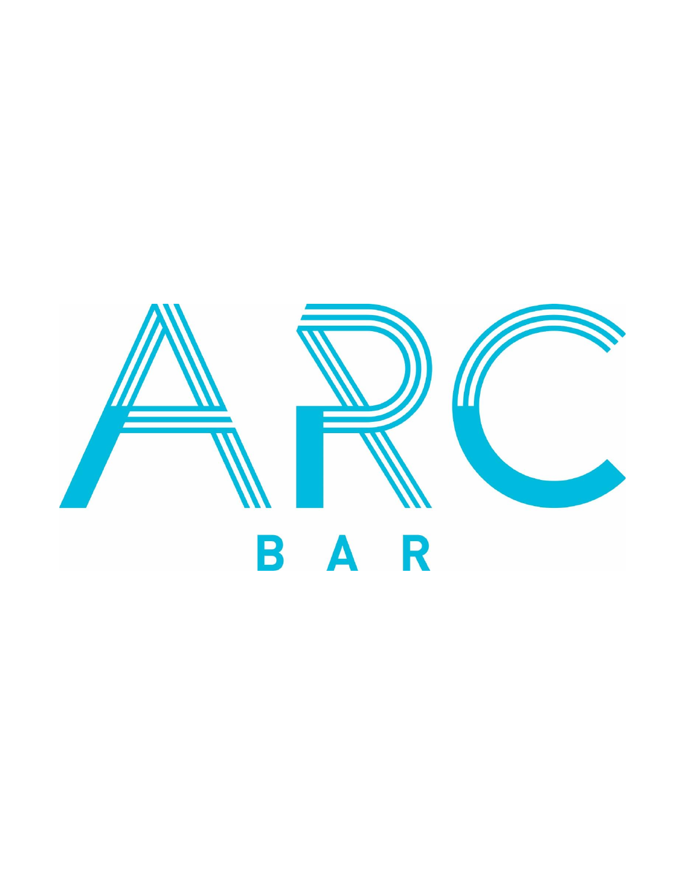# ARC

BAR